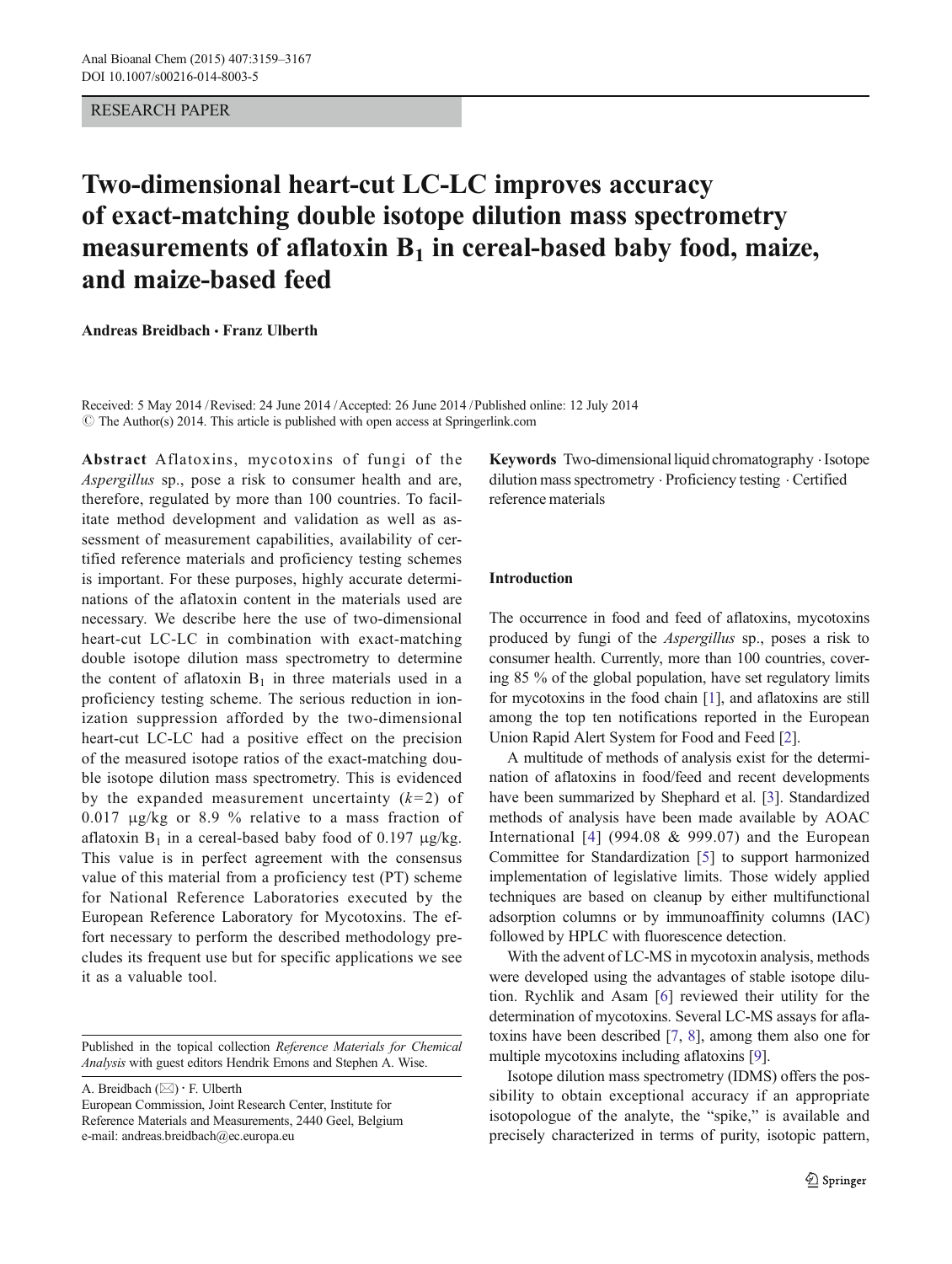RESEARCH PAPER

# Two-dimensional heart-cut LC-LC improves accuracy of exact-matching double isotope dilution mass spectrometry measurements of aflatoxin $B_1$ in cereal-based baby food, maize, and maize-based feed

**Andreas Breidbach · Franz Ulberth**

Received: 5 May 2014 / Revised: 24 June 2014 / Accepted: 26 June 2014 / Published online: 12 July 2014
© The Author(s) 2014. This article is published with open access at Springerlink.com

**Abstract** Aflatoxins, mycotoxins of fungi of the *Aspergillus* sp., pose a risk to consumer health and are, therefore, regulated by more than 100 countries. To facilitate method development and validation as well as assessment of measurement capabilities, availability of certified reference materials and proficiency testing schemes is important. For these purposes, highly accurate determinations of the aflatoxin content in the materials used are necessary. We describe here the use of two-dimensional heart-cut LC-LC in combination with exact-matching double isotope dilution mass spectrometry to determine the content of aflatoxin $B_1$ in three materials used in a proficiency testing scheme. The serious reduction in ionization suppression afforded by the two-dimensional heart-cut LC-LC had a positive effect on the precision of the measured isotope ratios of the exact-matching double isotope dilution mass spectrometry. This is evidenced by the expanded measurement uncertainty ($k=2$) of 0.017 μg/kg or 8.9 % relative to a mass fraction of aflatoxin $B_1$ in a cereal-based baby food of 0.197 μg/kg. This value is in perfect agreement with the consensus value of this material from a proficiency test (PT) scheme for National Reference Laboratories executed by the European Reference Laboratory for Mycotoxins. The effort necessary to perform the described methodology precludes its frequent use but for specific applications we see it as a valuable tool.

**Keywords** Two-dimensional liquid chromatography · Isotope dilution mass spectrometry · Proficiency testing · Certified reference materials

Published in the topical collection *Reference Materials for Chemical Analysis* with guest editors Hendrik Emons and Stephen A. Wise.

A. Breidbach (✉) · F. Ulberth
European Commission, Joint Research Center, Institute for Reference Materials and Measurements, 2440 Geel, Belgium
e-mail: andreas.breidbach@ec.europa.eu

## Introduction

The occurrence in food and feed of aflatoxins, mycotoxins produced by fungi of the *Aspergillus* sp., poses a risk to consumer health. Currently, more than 100 countries, covering 85 % of the global population, have set regulatory limits for mycotoxins in the food chain [1], and aflatoxins are still among the top ten notifications reported in the European Union Rapid Alert System for Food and Feed [2].

A multitude of methods of analysis exist for the determination of aflatoxins in food/feed and recent developments have been summarized by Shephard et al. [3]. Standardized methods of analysis have been made available by AOAC International [4] (994.08 & 999.07) and the European Committee for Standardization [5] to support harmonized implementation of legislative limits. Those widely applied techniques are based on cleanup by either multifunctional adsorption columns or by immunoaffinity columns (IAC) followed by HPLC with fluorescence detection.

With the advent of LC-MS in mycotoxin analysis, methods were developed using the advantages of stable isotope dilution. Rychlik and Asam [6] reviewed their utility for the determination of mycotoxins. Several LC-MS assays for aflatoxins have been described [7, 8], among them also one for multiple mycotoxins including aflatoxins [9].

Isotope dilution mass spectrometry (IDMS) offers the possibility to obtain exceptional accuracy if an appropriate isotopologue of the analyte, the "spike," is available and precisely characterized in terms of purity, isotopic pattern,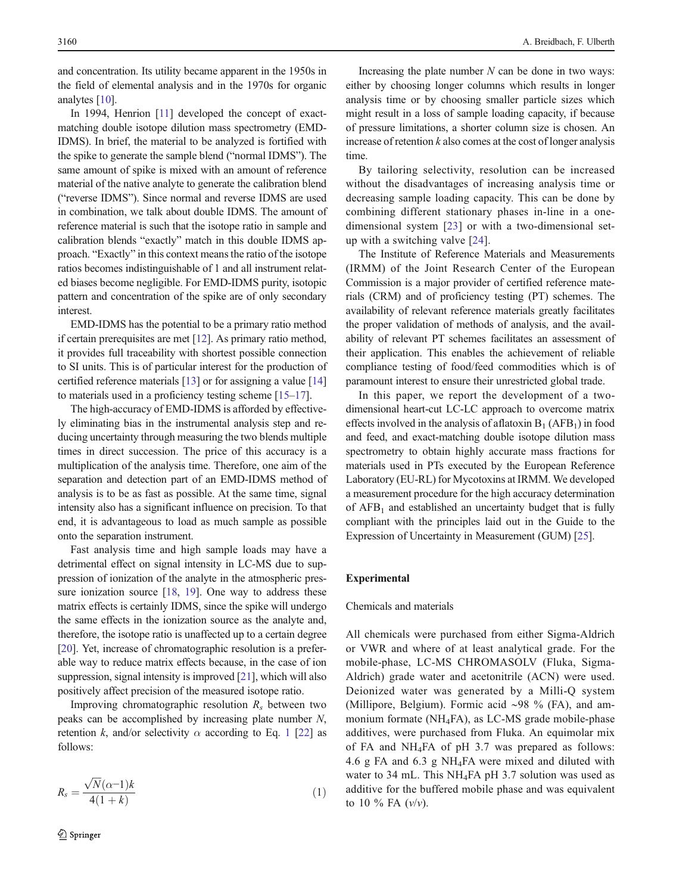and concentration. Its utility became apparent in the 1950s in the field of elemental analysis and in the 1970s for organic analytes [10].

In 1994, Henrion [11] developed the concept of exact-matching double isotope dilution mass spectrometry (EMD-IDMS). In brief, the material to be analyzed is fortified with the spike to generate the sample blend ("normal IDMS"). The same amount of spike is mixed with an amount of reference material of the native analyte to generate the calibration blend ("reverse IDMS"). Since normal and reverse IDMS are used in combination, we talk about double IDMS. The amount of reference material is such that the isotope ratio in sample and calibration blends "exactly" match in this double IDMS approach. "Exactly" in this context means the ratio of the isotope ratios becomes indistinguishable of 1 and all instrument related biases become negligible. For EMD-IDMS purity, isotopic pattern and concentration of the spike are of only secondary interest.

EMD-IDMS has the potential to be a primary ratio method if certain prerequisites are met [12]. As primary ratio method, it provides full traceability with shortest possible connection to SI units. This is of particular interest for the production of certified reference materials [13] or for assigning a value [14] to materials used in a proficiency testing scheme [15–17].

The high-accuracy of EMD-IDMS is afforded by effectively eliminating bias in the instrumental analysis step and reducing uncertainty through measuring the two blends multiple times in direct succession. The price of this accuracy is a multiplication of the analysis time. Therefore, one aim of the separation and detection part of an EMD-IDMS method of analysis is to be as fast as possible. At the same time, signal intensity also has a significant influence on precision. To that end, it is advantageous to load as much sample as possible onto the separation instrument.

Fast analysis time and high sample loads may have a detrimental effect on signal intensity in LC-MS due to suppression of ionization of the analyte in the atmospheric pressure ionization source [18, 19]. One way to address these matrix effects is certainly IDMS, since the spike will undergo the same effects in the ionization source as the analyte and, therefore, the isotope ratio is unaffected up to a certain degree [20]. Yet, increase of chromatographic resolution is a preferable way to reduce matrix effects because, in the case of ion suppression, signal intensity is improved [21], which will also positively affect precision of the measured isotope ratio.

Improving chromatographic resolution $R_s$ between two peaks can be accomplished by increasing plate number $N$, retention $k$, and/or selectivity $\alpha$ according to Eq. 1 [22] as follows:

$$R_s = \frac{\sqrt{N}(\alpha - 1)k}{4(1+k)} \tag{1}$$

Increasing the plate number $N$ can be done in two ways: either by choosing longer columns which results in longer analysis time or by choosing smaller particle sizes which might result in a loss of sample loading capacity, if because of pressure limitations, a shorter column size is chosen. An increase of retention $k$ also comes at the cost of longer analysis time.

By tailoring selectivity, resolution can be increased without the disadvantages of increasing analysis time or decreasing sample loading capacity. This can be done by combining different stationary phases in-line in a one-dimensional system [23] or with a two-dimensional set-up with a switching valve [24].

The Institute of Reference Materials and Measurements (IRMM) of the Joint Research Center of the European Commission is a major provider of certified reference materials (CRM) and of proficiency testing (PT) schemes. The availability of relevant reference materials greatly facilitates the proper validation of methods of analysis, and the availability of relevant PT schemes facilitates an assessment of their application. This enables the achievement of reliable compliance testing of food/feed commodities which is of paramount interest to ensure their unrestricted global trade.

In this paper, we report the development of a two-dimensional heart-cut LC-LC approach to overcome matrix effects involved in the analysis of aflatoxin $B_1$ ($AFB_1$) in food and feed, and exact-matching double isotope dilution mass spectrometry to obtain highly accurate mass fractions for materials used in PTs executed by the European Reference Laboratory (EU-RL) for Mycotoxins at IRMM. We developed a measurement procedure for the high accuracy determination of $AFB_1$ and established an uncertainty budget that is fully compliant with the principles laid out in the Guide to the Expression of Uncertainty in Measurement (GUM) [25].

## Experimental

### Chemicals and materials

All chemicals were purchased from either Sigma-Aldrich or VWR and where of at least analytical grade. For the mobile-phase, LC-MS CHROMASOLV (Fluka, Sigma-Aldrich) grade water and acetonitrile (ACN) were used. Deionized water was generated by a Milli-Q system (Millipore, Belgium). Formic acid ~98 % (FA), and ammonium formate ($NH_4FA$), as LC-MS grade mobile-phase additives, were purchased from Fluka. An equimolar mix of FA and $NH_4FA$ of pH 3.7 was prepared as follows: 4.6 g FA and 6.3 g $NH_4FA$ were mixed and diluted with water to 34 mL. This $NH_4FA$ pH 3.7 solution was used as additive for the buffered mobile phase and was equivalent to 10 % FA ($v/v$).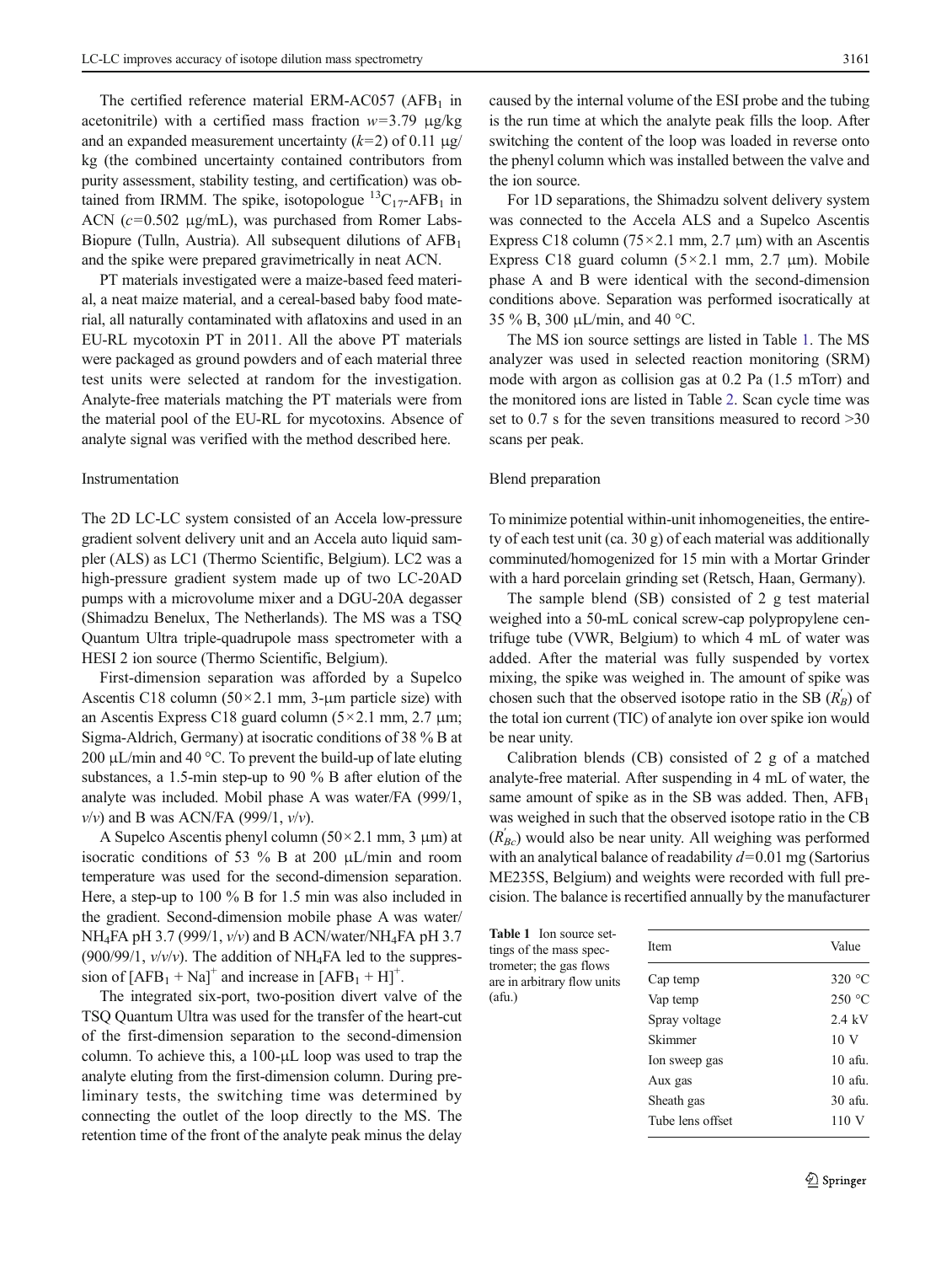The certified reference material ERM-AC057 ($AFB_1$ in acetonitrile) with a certified mass fraction $w$=3.79 μg/kg and an expanded measurement uncertainty ($k$=2) of 0.11 μg/kg (the combined uncertainty contained contributors from purity assessment, stability testing, and certification) was obtained from IRMM. The spike, isotopologue $^{13}C_{17}$-$AFB_1$ in ACN ($c$=0.502 μg/mL), was purchased from Romer Labs-Biopure (Tulln, Austria). All subsequent dilutions of $AFB_1$ and the spike were prepared gravimetrically in neat ACN.

PT materials investigated were a maize-based feed material, a neat maize material, and a cereal-based baby food material, all naturally contaminated with aflatoxins and used in an EU-RL mycotoxin PT in 2011. All the above PT materials were packaged as ground powders and of each material three test units were selected at random for the investigation. Analyte-free materials matching the PT materials were from the material pool of the EU-RL for mycotoxins. Absence of analyte signal was verified with the method described here.

### Instrumentation

The 2D LC-LC system consisted of an Accela low-pressure gradient solvent delivery unit and an Accela auto liquid sampler (ALS) as LC1 (Thermo Scientific, Belgium). LC2 was a high-pressure gradient system made up of two LC-20AD pumps with a microvolume mixer and a DGU-20A degasser (Shimadzu Benelux, The Netherlands). The MS was a TSQ Quantum Ultra triple-quadrupole mass spectrometer with a HESI 2 ion source (Thermo Scientific, Belgium).

First-dimension separation was afforded by a Supelco Ascentis C18 column (50×2.1 mm, 3-μm particle size) with an Ascentis Express C18 guard column (5×2.1 mm, 2.7 μm; Sigma-Aldrich, Germany) at isocratic conditions of 38 % B at 200 μL/min and 40 °C. To prevent the build-up of late eluting substances, a 1.5-min step-up to 90 % B after elution of the analyte was included. Mobil phase A was water/FA (999/1, $v/v$) and B was ACN/FA (999/1, $v/v$).

A Supelco Ascentis phenyl column (50×2.1 mm, 3 μm) at isocratic conditions of 53 % B at 200 μL/min and room temperature was used for the second-dimension separation. Here, a step-up to 100 % B for 1.5 min was also included in the gradient. Second-dimension mobile phase A was water/$NH_4FA$ pH 3.7 (999/1, $v/v$) and B ACN/water/$NH_4FA$ pH 3.7 (900/99/1, $v/v/v$). The addition of $NH_4FA$ led to the suppression of $[AFB_1 + Na]^+$ and increase in $[AFB_1 + H]^+$.

The integrated six-port, two-position divert valve of the TSQ Quantum Ultra was used for the transfer of the heart-cut of the first-dimension separation to the second-dimension column. To achieve this, a 100-μL loop was used to trap the analyte eluting from the first-dimension column. During preliminary tests, the switching time was determined by connecting the outlet of the loop directly to the MS. The retention time of the front of the analyte peak minus the delay caused by the internal volume of the ESI probe and the tubing is the run time at which the analyte peak fills the loop. After switching the content of the loop was loaded in reverse onto the phenyl column which was installed between the valve and the ion source.

For 1D separations, the Shimadzu solvent delivery system was connected to the Accela ALS and a Supelco Ascentis Express C18 column (75×2.1 mm, 2.7 μm) with an Ascentis Express C18 guard column (5×2.1 mm, 2.7 μm). Mobile phase A and B were identical with the second-dimension conditions above. Separation was performed isocratically at 35 % B, 300 μL/min, and 40 °C.

The MS ion source settings are listed in Table 1. The MS analyzer was used in selected reaction monitoring (SRM) mode with argon as collision gas at 0.2 Pa (1.5 mTorr) and the monitored ions are listed in Table 2. Scan cycle time was set to 0.7 s for the seven transitions measured to record >30 scans per peak.

### Blend preparation

To minimize potential within-unit inhomogeneities, the entirety of each test unit (ca. 30 g) of each material was additionally comminuted/homogenized for 15 min with a Mortar Grinder with a hard porcelain grinding set (Retsch, Haan, Germany).

The sample blend (SB) consisted of 2 g test material weighed into a 50-mL conical screw-cap polypropylene centrifuge tube (VWR, Belgium) to which 4 mL of water was added. After the material was fully suspended by vortex mixing, the spike was weighed in. The amount of spike was chosen such that the observed isotope ratio in the SB ($R'_B$) of the total ion current (TIC) of analyte ion over spike ion would be near unity.

Calibration blends (CB) consisted of 2 g of a matched analyte-free material. After suspending in 4 mL of water, the same amount of spike as in the SB was added. Then, $AFB_1$ was weighed in such that the observed isotope ratio in the CB ($R'_{Bc}$) would also be near unity. All weighing was performed with an analytical balance of readability $d$=0.01 mg (Sartorius ME235S, Belgium) and weights were recorded with full precision. The balance is recertified annually by the manufacturer

**Table 1** Ion source settings of the mass spectrometer; the gas flows are in arbitrary flow units (afu.)

| Item | Value |
|---|---|
| Cap temp | 320 °C |
| Vap temp | 250 °C |
| Spray voltage | 2.4 kV |
| Skimmer | 10 V |
| Ion sweep gas | 10 afu. |
| Aux gas | 10 afu. |
| Sheath gas | 30 afu. |
| Tube lens offset | 110 V |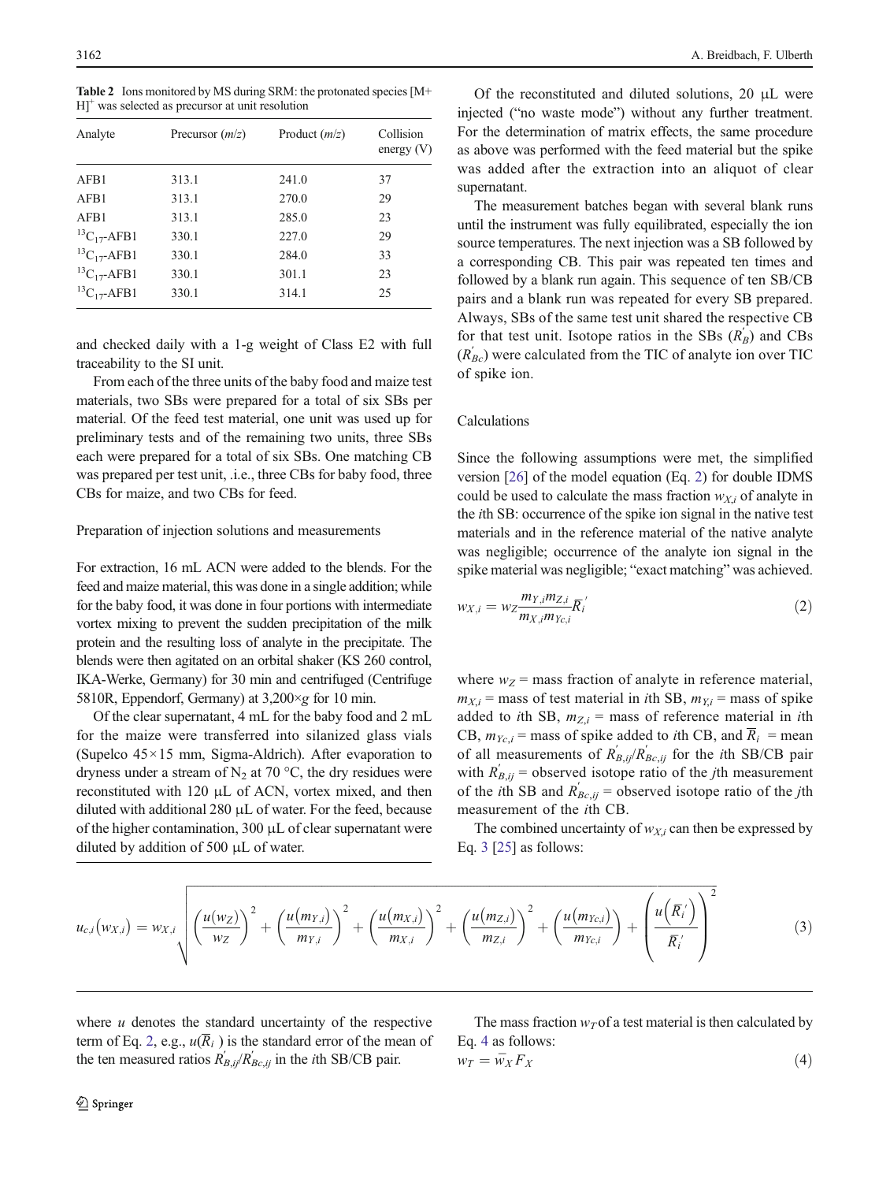**Table 2** Ions monitored by MS during SRM: the protonated species $[M+H]^+$ was selected as precursor at unit resolution

| Analyte | Precursor (m/z) | Product (m/z) | Collision energy (V) |
|---|---|---|---|
| AFB1 | 313.1 | 241.0 | 37 |
| AFB1 | 313.1 | 270.0 | 29 |
| AFB1 | 313.1 | 285.0 | 23 |
| $^{13}C_{17}$-AFB1 | 330.1 | 227.0 | 29 |
| $^{13}C_{17}$-AFB1 | 330.1 | 284.0 | 33 |
| $^{13}C_{17}$-AFB1 | 330.1 | 301.1 | 23 |
| $^{13}C_{17}$-AFB1 | 330.1 | 314.1 | 25 |

and checked daily with a 1-g weight of Class E2 with full traceability to the SI unit.

From each of the three units of the baby food and maize test materials, two SBs were prepared for a total of six SBs per material. Of the feed test material, one unit was used up for preliminary tests and of the remaining two units, three SBs each were prepared for a total of six SBs. One matching CB was prepared per test unit, .i.e., three CBs for baby food, three CBs for maize, and two CBs for feed.

### Preparation of injection solutions and measurements

For extraction, 16 mL ACN were added to the blends. For the feed and maize material, this was done in a single addition; while for the baby food, it was done in four portions with intermediate vortex mixing to prevent the sudden precipitation of the milk protein and the resulting loss of analyte in the precipitate. The blends were then agitated on an orbital shaker (KS 260 control, IKA-Werke, Germany) for 30 min and centrifuged (Centrifuge 5810R, Eppendorf, Germany) at 3,200×*g* for 10 min.

Of the clear supernatant, 4 mL for the baby food and 2 mL for the maize were transferred into silanized glass vials (Supelco 45×15 mm, Sigma-Aldrich). After evaporation to dryness under a stream of $N_2$ at 70 °C, the dry residues were reconstituted with 120 μL of ACN, vortex mixed, and then diluted with additional 280 μL of water. For the feed, because of the higher contamination, 300 μL of clear supernatant were diluted by addition of 500 μL of water.

Of the reconstituted and diluted solutions, 20 μL were injected ("no waste mode") without any further treatment. For the determination of matrix effects, the same procedure as above was performed with the feed material but the spike was added after the extraction into an aliquot of clear supernatant.

The measurement batches began with several blank runs until the instrument was fully equilibrated, especially the ion source temperatures. The next injection was a SB followed by a corresponding CB. This pair was repeated ten times and followed by a blank run again. This sequence of ten SB/CB pairs and a blank run was repeated for every SB prepared. Always, SBs of the same test unit shared the respective CB for that test unit. Isotope ratios in the SBs ($R_B^{'}$) and CBs ($R_{Bc}^{'}$) were calculated from the TIC of analyte ion over TIC of spike ion.

### Calculations

Since the following assumptions were met, the simplified version [26] of the model equation (Eq. 2) for double IDMS could be used to calculate the mass fraction $w_{X,i}$ of analyte in the *i*th SB: occurrence of the spike ion signal in the native test materials and in the reference material of the native analyte was negligible; occurrence of the analyte ion signal in the spike material was negligible; "exact matching" was achieved.

$$w_{X,i} = w_Z \frac{m_{Y,i} m_{Z,i}}{m_{X,i} m_{Yc,i}} \overline{R}_i^{'} \tag{2}$$

where $w_Z$ = mass fraction of analyte in reference material, $m_{X,i}$ = mass of test material in *i*th SB, $m_{Y,i}$ = mass of spike added to *i*th SB, $m_{Z,i}$ = mass of reference material in *i*th CB, $m_{Yc,i}$ = mass of spike added to *i*th CB, and $\overline{R}_i$ = mean of all measurements of $R_{B,ij}^{'}/R_{Bc,ij}^{'}$ for the *i*th SB/CB pair with $R_{B,ij}^{'}$ = observed isotope ratio of the *j*th measurement of the *i*th SB and $R_{Bc,ij}^{'}$ = observed isotope ratio of the *j*th measurement of the *i*th CB.

The combined uncertainty of $w_{X,i}$ can then be expressed by Eq. 3 [25] as follows:

$$u_{c,i}(w_{X,i}) = w_{X,i}\sqrt{\left(\frac{u(w_Z)}{w_Z}\right)^2 + \left(\frac{u(m_{Y,i})}{m_{Y,i}}\right)^2 + \left(\frac{u(m_{X,i})}{m_{X,i}}\right)^2 + \left(\frac{u(m_{Z,i})}{m_{Z,i}}\right)^2 + \left(\frac{u(m_{Yc,i})}{m_{Yc,i}}\right) + \left(\frac{u\left(\overline{R}_i^{'}\right)}{\overline{R}_i^{'}}\right)^2} \tag{3}$$

where *u* denotes the standard uncertainty of the respective term of Eq. 2, e.g., $u(\overline{R}_i)$ is the standard error of the mean of the ten measured ratios $R_{B,ij}^{'}/R_{Bc,ij}^{'}$ in the *i*th SB/CB pair.

The mass fraction $w_T$ of a test material is then calculated by Eq. 4 as follows:

$$w_T = \overline{w}_X F_X \tag{4}$$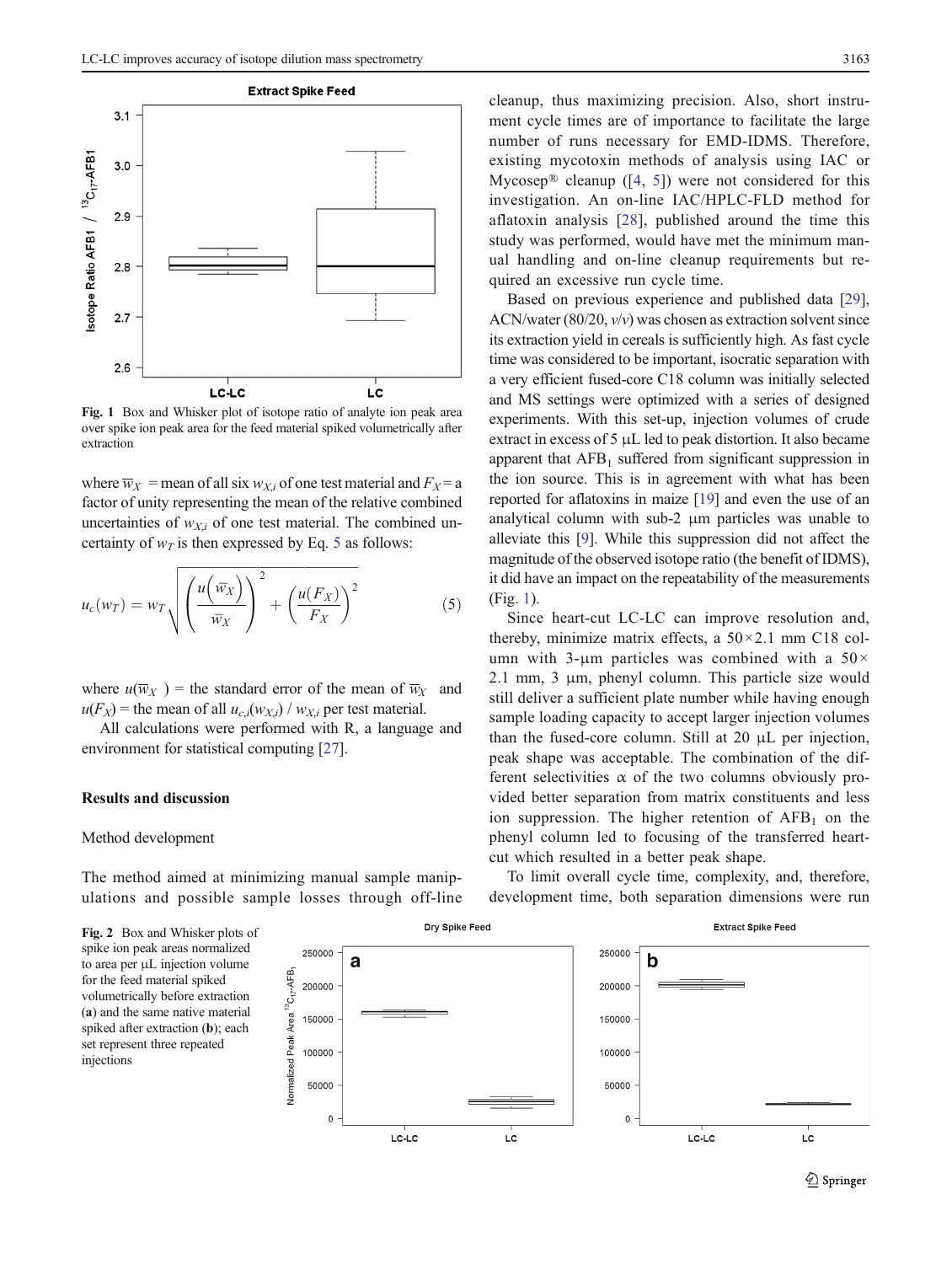Fig. 1 Box and Whisker plot of isotope ratio of analyte ion peak area over spike ion peak area for the feed material spiked volumetrically after extraction

where $\overline{w}_X$ = mean of all six $w_{X,i}$ of one test material and $F_X$ = a factor of unity representing the mean of the relative combined uncertainties of $w_{X,i}$ of one test material. The combined uncertainty of $w_T$ is then expressed by Eq. 5 as follows:

$$u_c(w_T) = w_T\sqrt{\left(\frac{u\left(\overline{w}_X\right)}{\overline{w}_X}\right)^2 + \left(\frac{u(F_X)}{F_X}\right)^2} \quad (5)$$

where $u(\overline{w}_X)$ = the standard error of the mean of $\overline{w}_X$ and $u(F_X)$ = the mean of all $u_{c,i}(w_{X,i})$ / $w_{X,i}$ per test material.

All calculations were performed with R, a language and environment for statistical computing [27].

## Results and discussion

### Method development

The method aimed at minimizing manual sample manipulations and possible sample losses through off-line cleanup, thus maximizing precision. Also, short instrument cycle times are of importance to facilitate the large number of runs necessary for EMD-IDMS. Therefore, existing mycotoxin methods of analysis using IAC or Mycosep® cleanup ([4, 5]) were not considered for this investigation. An on-line IAC/HPLC-FLD method for aflatoxin analysis [28], published around the time this study was performed, would have met the minimum manual handling and on-line cleanup requirements but required an excessive run cycle time.

Based on previous experience and published data [29], ACN/water (80/20, *v*/*v*) was chosen as extraction solvent since its extraction yield in cereals is sufficiently high. As fast cycle time was considered to be important, isocratic separation with a very efficient fused-core C18 column was initially selected and MS settings were optimized with a series of designed experiments. With this set-up, injection volumes of crude extract in excess of 5 μL led to peak distortion. It also became apparent that $AFB_1$ suffered from significant suppression in the ion source. This is in agreement with what has been reported for aflatoxins in maize [19] and even the use of an analytical column with sub-2 μm particles was unable to alleviate this [9]. While this suppression did not affect the magnitude of the observed isotope ratio (the benefit of IDMS), it did have an impact on the repeatability of the measurements (Fig. 1).

Since heart-cut LC-LC can improve resolution and, thereby, minimize matrix effects, a 50×2.1 mm C18 column with 3-μm particles was combined with a 50× 2.1 mm, 3 μm, phenyl column. This particle size would still deliver a sufficient plate number while having enough sample loading capacity to accept larger injection volumes than the fused-core column. Still at 20 μL per injection, peak shape was acceptable. The combination of the different selectivities α of the two columns obviously provided better separation from matrix constituents and less ion suppression. The higher retention of $AFB_1$ on the phenyl column led to focusing of the transferred heart-cut which resulted in a better peak shape.

To limit overall cycle time, complexity, and, therefore, development time, both separation dimensions were run

Fig. 2 Box and Whisker plots of spike ion peak areas normalized to area per μL injection volume for the feed material spiked volumetrically before extraction (**a**) and the same native material spiked after extraction (**b**); each set represent three repeated injections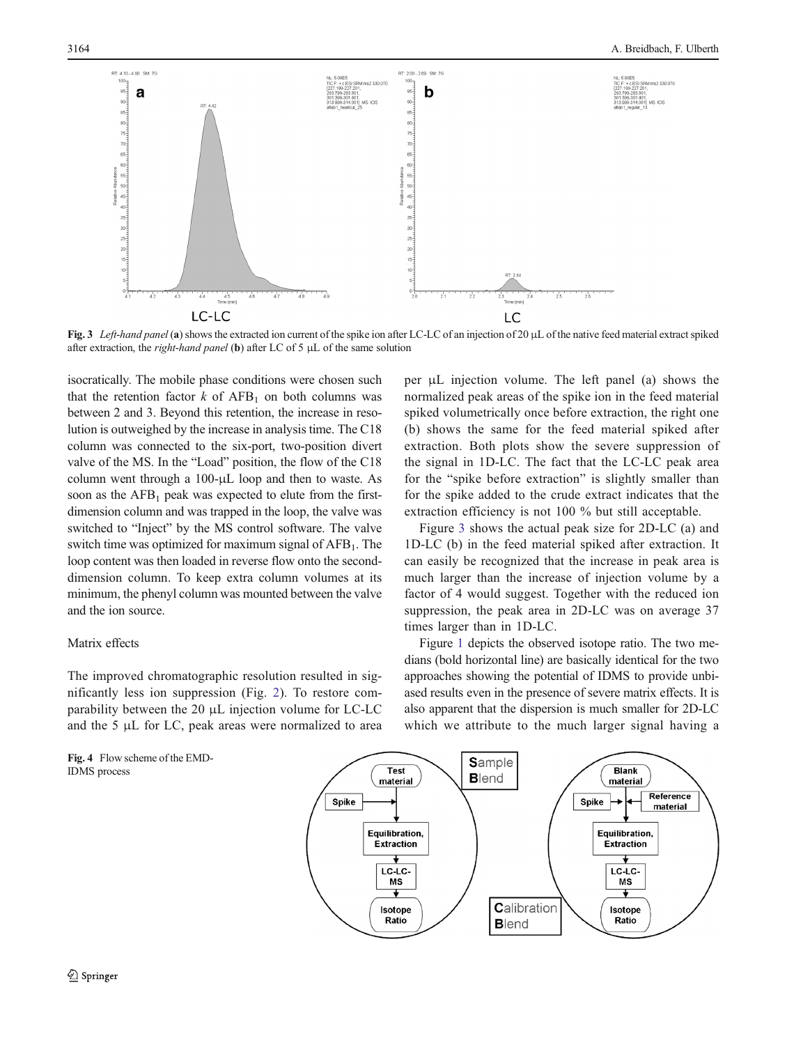Fig. 3 *Left-hand panel* (**a**) shows the extracted ion current of the spike ion after LC-LC of an injection of 20 µL of the native feed material extract spiked after extraction, the *right-hand panel* (**b**) after LC of 5 µL of the same solution

isocratically. The mobile phase conditions were chosen such that the retention factor $k$ of $AFB_1$ on both columns was between 2 and 3. Beyond this retention, the increase in resolution is outweighed by the increase in analysis time. The C18 column was connected to the six-port, two-position divert valve of the MS. In the "Load" position, the flow of the C18 column went through a 100-µL loop and then to waste. As soon as the $AFB_1$ peak was expected to elute from the first-dimension column and was trapped in the loop, the valve was switched to "Inject" by the MS control software. The valve switch time was optimized for maximum signal of $AFB_1$. The loop content was then loaded in reverse flow onto the second-dimension column. To keep extra column volumes at its minimum, the phenyl column was mounted between the valve and the ion source.

## Matrix effects

The improved chromatographic resolution resulted in significantly less ion suppression (Fig. 2). To restore comparability between the 20 µL injection volume for LC-LC and the 5 µL for LC, peak areas were normalized to area per µL injection volume. The left panel (a) shows the normalized peak areas of the spike ion in the feed material spiked volumetrically once before extraction, the right one (b) shows the same for the feed material spiked after extraction. Both plots show the severe suppression of the signal in 1D-LC. The fact that the LC-LC peak area for the "spike before extraction" is slightly smaller than for the spike added to the crude extract indicates that the extraction efficiency is not 100 % but still acceptable.

Figure 3 shows the actual peak size for 2D-LC (a) and 1D-LC (b) in the feed material spiked after extraction. It can easily be recognized that the increase in peak area is much larger than the increase of injection volume by a factor of 4 would suggest. Together with the reduced ion suppression, the peak area in 2D-LC was on average 37 times larger than in 1D-LC.

Figure 1 depicts the observed isotope ratio. The two medians (bold horizontal line) are basically identical for the two approaches showing the potential of IDMS to provide unbiased results even in the presence of severe matrix effects. It is also apparent that the dispersion is much smaller for 2D-LC which we attribute to the much larger signal having a

Fig. 4 Flow scheme of the EMD-IDMS process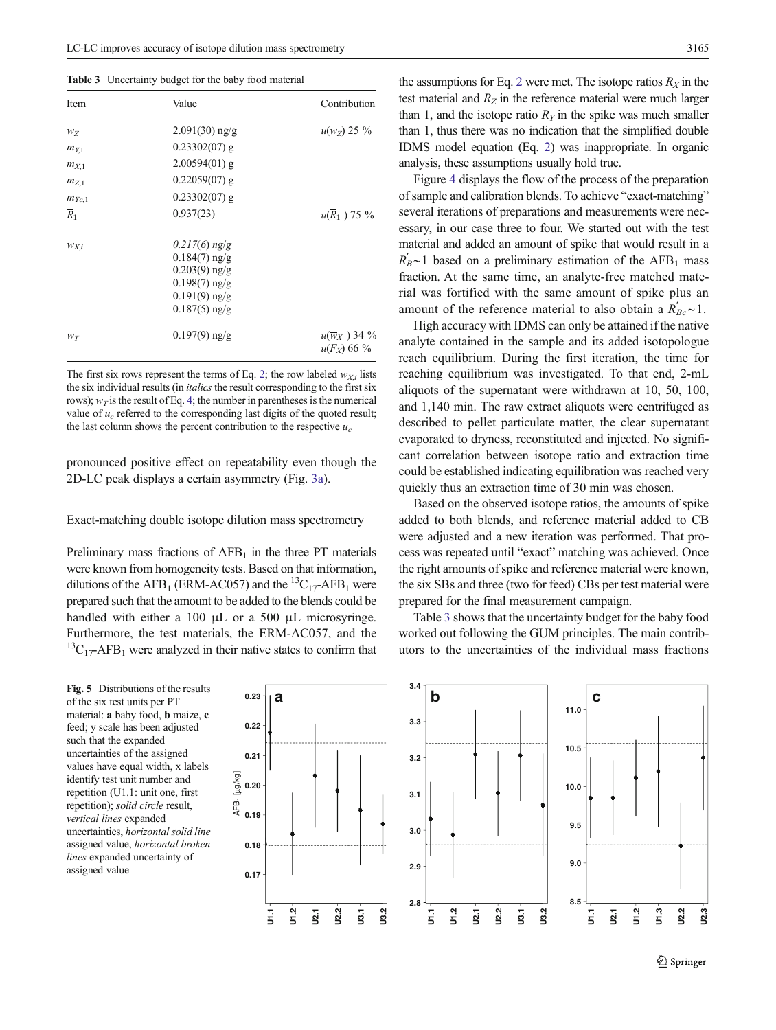**Table 3** Uncertainty budget for the baby food material

| Item | Value | Contribution |
|---|---|---|
| $w_Z$ | 2.091(30) ng/g | $u(w_Z)$ 25 % |
| $m_{Y,1}$ | 0.23302(07) g | |
| $m_{X,1}$ | 2.00594(01) g | |
| $m_{Z,1}$ | 0.22059(07) g | |
| $m_{Yc,1}$ | 0.23302(07) g | |
| $\overline{R}_1$ | 0.937(23) | $u(\overline{R}_1)$ 75 % |
| $w_{X,i}$ | *0.217(6) ng/g*<br>0.184(7) ng/g<br>0.203(9) ng/g<br>0.198(7) ng/g<br>0.191(9) ng/g<br>0.187(5) ng/g | |
| $w_T$ | 0.197(9) ng/g | $u(\overline{w}_X)$ 34 %<br>$u(F_X)$ 66 % |

The first six rows represent the terms of Eq. 2; the row labeled $w_{X,i}$ lists the six individual results (in *italics* the result corresponding to the first six rows); $w_T$ is the result of Eq. 4; the number in parentheses is the numerical value of $u_c$ referred to the corresponding last digits of the quoted result; the last column shows the percent contribution to the respective $u_c$

pronounced positive effect on repeatability even though the 2D-LC peak displays a certain asymmetry (Fig. 3a).

## Exact-matching double isotope dilution mass spectrometry

Preliminary mass fractions of $AFB_1$ in the three PT materials were known from homogeneity tests. Based on that information, dilutions of the $AFB_1$ (ERM-AC057) and the $^{13}C_{17}$-$AFB_1$ were prepared such that the amount to be added to the blends could be handled with either a 100 μL or a 500 μL microsyringe. Furthermore, the test materials, the ERM-AC057, and the $^{13}C_{17}$-$AFB_1$ were analyzed in their native states to confirm that the assumptions for Eq. 2 were met. The isotope ratios $R_X$ in the test material and $R_Z$ in the reference material were much larger than 1, and the isotope ratio $R_Y$ in the spike was much smaller than 1, thus there was no indication that the simplified double IDMS model equation (Eq. 2) was inappropriate. In organic analysis, these assumptions usually hold true.

Figure 4 displays the flow of the process of the preparation of sample and calibration blends. To achieve "exact-matching" several iterations of preparations and measurements were necessary, in our case three to four. We started out with the test material and added an amount of spike that would result in a $R_B^{'}\sim 1$ based on a preliminary estimation of the $AFB_1$ mass fraction. At the same time, an analyte-free matched material was fortified with the same amount of spike plus an amount of the reference material to also obtain a $R_{Bc}^{'}\sim 1$.

High accuracy with IDMS can only be attained if the native analyte contained in the sample and its added isotopologue reach equilibrium. During the first iteration, the time for reaching equilibrium was investigated. To that end, 2-mL aliquots of the supernatant were withdrawn at 10, 50, 100, and 1,140 min. The raw extract aliquots were centrifuged as described to pellet particulate matter, the clear supernatant evaporated to dryness, reconstituted and injected. No significant correlation between isotope ratio and extraction time could be established indicating equilibration was reached very quickly thus an extraction time of 30 min was chosen.

Based on the observed isotope ratios, the amounts of spike added to both blends, and reference material added to CB were adjusted and a new iteration was performed. That process was repeated until "exact" matching was achieved. Once the right amounts of spike and reference material were known, the six SBs and three (two for feed) CBs per test material were prepared for the final measurement campaign.

Table 3 shows that the uncertainty budget for the baby food worked out following the GUM principles. The main contributors to the uncertainties of the individual mass fractions

**Fig. 5** Distributions of the results of the six test units per PT material: **a** baby food, **b** maize, **c** feed; y scale has been adjusted such that the expanded uncertainties of the assigned values have equal width, x labels identify test unit number and repetition (U1.1: unit one, first repetition); *solid circle* result, *vertical lines* expanded uncertainties, *horizontal solid line* assigned value, *horizontal broken lines* expanded uncertainty of assigned value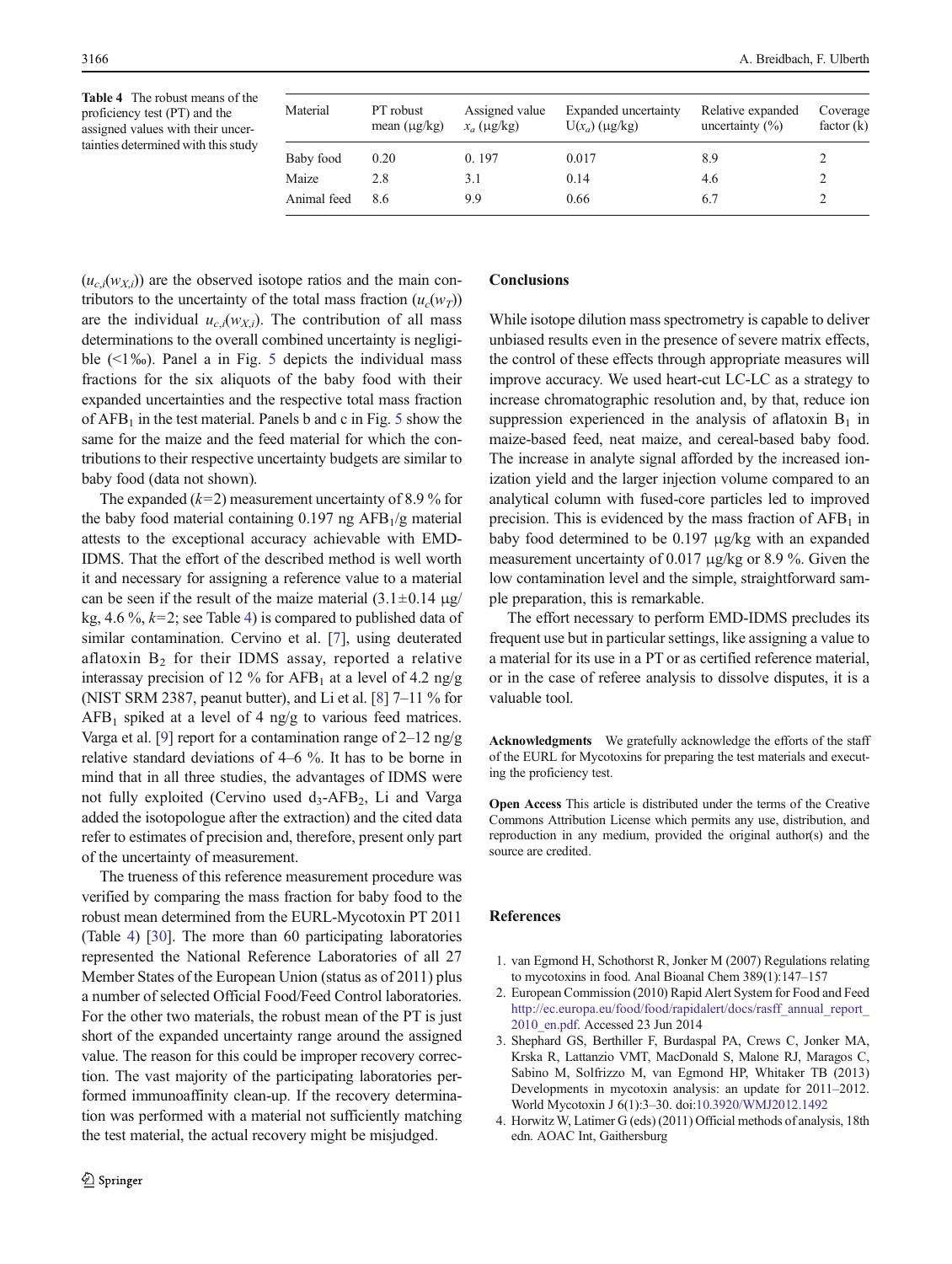**Table 4** The robust means of the proficiency test (PT) and the assigned values with their uncertainties determined with this study

| Material | PT robust mean (μg/kg) | Assigned value $x_a$ (μg/kg) | Expanded uncertainty $U(x_a)$ (μg/kg) | Relative expanded uncertainty (%) | Coverage factor (k) |
|---|---|---|---|---|---|
| Baby food | 0.20 | 0. 197 | 0.017 | 8.9 | 2 |
| Maize | 2.8 | 3.1 | 0.14 | 4.6 | 2 |
| Animal feed | 8.6 | 9.9 | 0.66 | 6.7 | 2 |

($u_{c,i}(w_{X,i})$) are the observed isotope ratios and the main contributors to the uncertainty of the total mass fraction ($u_c(w_T)$) are the individual $u_{c,i}(w_{X,i})$. The contribution of all mass determinations to the overall combined uncertainty is negligible (<1‰). Panel a in Fig. 5 depicts the individual mass fractions for the six aliquots of the baby food with their expanded uncertainties and the respective total mass fraction of $AFB_1$ in the test material. Panels b and c in Fig. 5 show the same for the maize and the feed material for which the contributions to their respective uncertainty budgets are similar to baby food (data not shown).

The expanded ($k$=2) measurement uncertainty of 8.9 % for the baby food material containing 0.197 ng $AFB_1$/g material attests to the exceptional accuracy achievable with EMD-IDMS. That the effort of the described method is well worth it and necessary for assigning a reference value to a material can be seen if the result of the maize material (3.1±0.14 μg/kg, 4.6 %, $k$=2; see Table 4) is compared to published data of similar contamination. Cervino et al. [7], using deuterated aflatoxin $B_2$ for their IDMS assay, reported a relative interassay precision of 12 % for $AFB_1$ at a level of 4.2 ng/g (NIST SRM 2387, peanut butter), and Li et al. [8] 7–11 % for $AFB_1$ spiked at a level of 4 ng/g to various feed matrices. Varga et al. [9] report for a contamination range of 2–12 ng/g relative standard deviations of 4–6 %. It has to be borne in mind that in all three studies, the advantages of IDMS were not fully exploited (Cervino used $d_3$-$AFB_2$, Li and Varga added the isotopologue after the extraction) and the cited data refer to estimates of precision and, therefore, present only part of the uncertainty of measurement.

The trueness of this reference measurement procedure was verified by comparing the mass fraction for baby food to the robust mean determined from the EURL-Mycotoxin PT 2011 (Table 4) [30]. The more than 60 participating laboratories represented the National Reference Laboratories of all 27 Member States of the European Union (status as of 2011) plus a number of selected Official Food/Feed Control laboratories. For the other two materials, the robust mean of the PT is just short of the expanded uncertainty range around the assigned value. The reason for this could be improper recovery correction. The vast majority of the participating laboratories performed immunoaffinity clean-up. If the recovery determination was performed with a material not sufficiently matching the test material, the actual recovery might be misjudged.

## Conclusions

While isotope dilution mass spectrometry is capable to deliver unbiased results even in the presence of severe matrix effects, the control of these effects through appropriate measures will improve accuracy. We used heart-cut LC-LC as a strategy to increase chromatographic resolution and, by that, reduce ion suppression experienced in the analysis of aflatoxin $B_1$ in maize-based feed, neat maize, and cereal-based baby food. The increase in analyte signal afforded by the increased ionization yield and the larger injection volume compared to an analytical column with fused-core particles led to improved precision. This is evidenced by the mass fraction of $AFB_1$ in baby food determined to be 0.197 μg/kg with an expanded measurement uncertainty of 0.017 μg/kg or 8.9 %. Given the low contamination level and the simple, straightforward sample preparation, this is remarkable.

The effort necessary to perform EMD-IDMS precludes its frequent use but in particular settings, like assigning a value to a material for its use in a PT or as certified reference material, or in the case of referee analysis to dissolve disputes, it is a valuable tool.

**Acknowledgments** We gratefully acknowledge the efforts of the staff of the EURL for Mycotoxins for preparing the test materials and executing the proficiency test.

**Open Access** This article is distributed under the terms of the Creative Commons Attribution License which permits any use, distribution, and reproduction in any medium, provided the original author(s) and the source are credited.

## References

1. van Egmond H, Schothorst R, Jonker M (2007) Regulations relating to mycotoxins in food. Anal Bioanal Chem 389(1):147–157
2. European Commission (2010) Rapid Alert System for Food and Feed http://ec.europa.eu/food/food/rapidalert/docs/rasff_annual_report_2010_en.pdf. Accessed 23 Jun 2014
3. Shephard GS, Berthiller F, Burdaspal PA, Crews C, Jonker MA, Krska R, Lattanzio VMT, MacDonald S, Malone RJ, Maragos C, Sabino M, Solfrizzo M, van Egmond HP, Whitaker TB (2013) Developments in mycotoxin analysis: an update for 2011–2012. World Mycotoxin J 6(1):3–30. doi:10.3920/WMJ2012.1492
4. Horwitz W, Latimer G (eds) (2011) Official methods of analysis, 18th edn. AOAC Int, Gaithersburg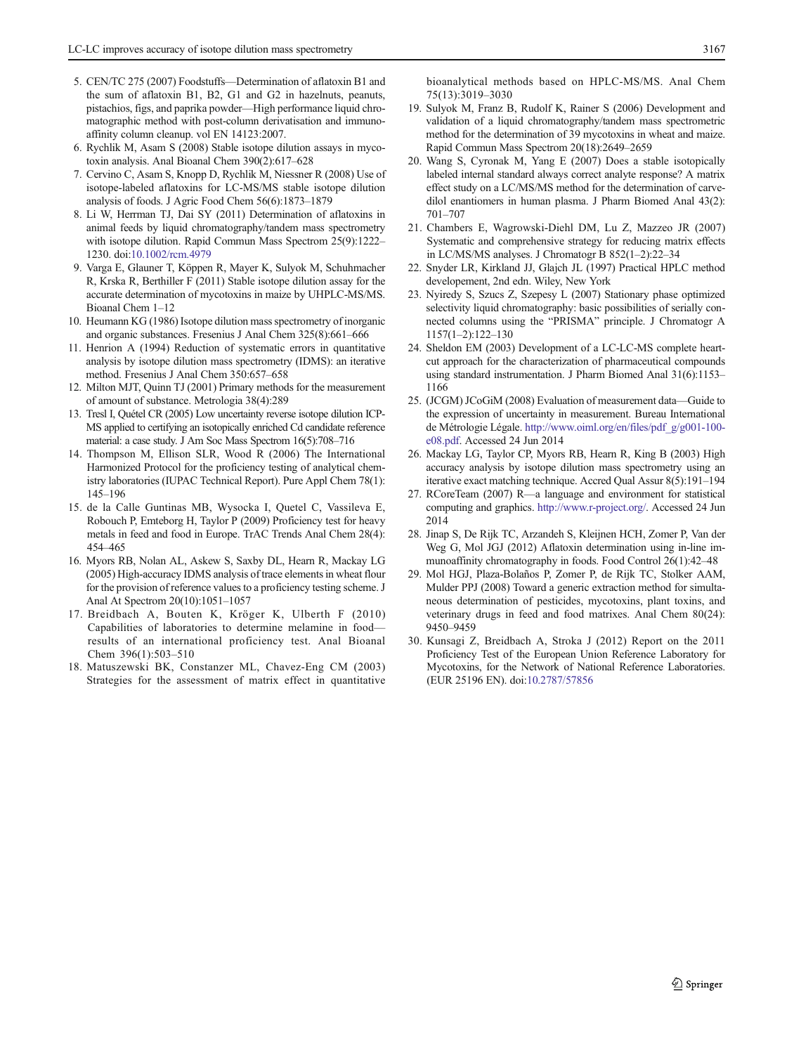5. CEN/TC 275 (2007) Foodstuffs—Determination of aflatoxin B1 and the sum of aflatoxin B1, B2, G1 and G2 in hazelnuts, peanuts, pistachios, figs, and paprika powder—High performance liquid chromatographic method with post-column derivatisation and immunoaffinity column cleanup. vol EN 14123:2007.
6. Rychlik M, Asam S (2008) Stable isotope dilution assays in mycotoxin analysis. Anal Bioanal Chem 390(2):617–628
7. Cervino C, Asam S, Knopp D, Rychlik M, Niessner R (2008) Use of isotope-labeled aflatoxins for LC-MS/MS stable isotope dilution analysis of foods. J Agric Food Chem 56(6):1873–1879
8. Li W, Herrman TJ, Dai SY (2011) Determination of aflatoxins in animal feeds by liquid chromatography/tandem mass spectrometry with isotope dilution. Rapid Commun Mass Spectrom 25(9):1222–1230. doi:10.1002/rcm.4979
9. Varga E, Glauner T, Köppen R, Mayer K, Sulyok M, Schuhmacher R, Krska R, Berthiller F (2011) Stable isotope dilution assay for the accurate determination of mycotoxins in maize by UHPLC-MS/MS. Bioanal Chem 1–12
10. Heumann KG (1986) Isotope dilution mass spectrometry of inorganic and organic substances. Fresenius J Anal Chem 325(8):661–666
11. Henrion A (1994) Reduction of systematic errors in quantitative analysis by isotope dilution mass spectrometry (IDMS): an iterative method. Fresenius J Anal Chem 350:657–658
12. Milton MJT, Quinn TJ (2001) Primary methods for the measurement of amount of substance. Metrologia 38(4):289
13. Tresl I, Quétel CR (2005) Low uncertainty reverse isotope dilution ICP-MS applied to certifying an isotopically enriched Cd candidate reference material: a case study. J Am Soc Mass Spectrom 16(5):708–716
14. Thompson M, Ellison SLR, Wood R (2006) The International Harmonized Protocol for the proficiency testing of analytical chemistry laboratories (IUPAC Technical Report). Pure Appl Chem 78(1):145–196
15. de la Calle Guntinas MB, Wysocka I, Quetel C, Vassileva E, Robouch P, Emteborg H, Taylor P (2009) Proficiency test for heavy metals in feed and food in Europe. TrAC Trends Anal Chem 28(4):454–465
16. Myors RB, Nolan AL, Askew S, Saxby DL, Hearn R, Mackay LG (2005) High-accuracy IDMS analysis of trace elements in wheat flour for the provision of reference values to a proficiency testing scheme. J Anal At Spectrom 20(10):1051–1057
17. Breidbach A, Bouten K, Kröger K, Ulberth F (2010) Capabilities of laboratories to determine melamine in food—results of an international proficiency test. Anal Bioanal Chem 396(1):503–510
18. Matuszewski BK, Constanzer ML, Chavez-Eng CM (2003) Strategies for the assessment of matrix effect in quantitative bioanalytical methods based on HPLC-MS/MS. Anal Chem 75(13):3019–3030
19. Sulyok M, Franz B, Rudolf K, Rainer S (2006) Development and validation of a liquid chromatography/tandem mass spectrometric method for the determination of 39 mycotoxins in wheat and maize. Rapid Commun Mass Spectrom 20(18):2649–2659
20. Wang S, Cyronak M, Yang E (2007) Does a stable isotopically labeled internal standard always correct analyte response? A matrix effect study on a LC/MS/MS method for the determination of carvedilol enantiomers in human plasma. J Pharm Biomed Anal 43(2):701–707
21. Chambers E, Wagrowski-Diehl DM, Lu Z, Mazzeo JR (2007) Systematic and comprehensive strategy for reducing matrix effects in LC/MS/MS analyses. J Chromatogr B 852(1–2):22–34
22. Snyder LR, Kirkland JJ, Glajch JL (1997) Practical HPLC method developement, 2nd edn. Wiley, New York
23. Nyiredy S, Szucs Z, Szepesy L (2007) Stationary phase optimized selectivity liquid chromatography: basic possibilities of serially connected columns using the "PRISMA" principle. J Chromatogr A 1157(1–2):122–130
24. Sheldon EM (2003) Development of a LC-LC-MS complete heart-cut approach for the characterization of pharmaceutical compounds using standard instrumentation. J Pharm Biomed Anal 31(6):1153–1166
25. (JCGM) JCoGiM (2008) Evaluation of measurement data—Guide to the expression of uncertainty in measurement. Bureau International de Métrologie Légale. http://www.oiml.org/en/files/pdf_g/g001-100-e08.pdf. Accessed 24 Jun 2014
26. Mackay LG, Taylor CP, Myors RB, Hearn R, King B (2003) High accuracy analysis by isotope dilution mass spectrometry using an iterative exact matching technique. Accred Qual Assur 8(5):191–194
27. RCoreTeam (2007) R—a language and environment for statistical computing and graphics. http://www.r-project.org/. Accessed 24 Jun 2014
28. Jinap S, De Rijk TC, Arzandeh S, Kleijnen HCH, Zomer P, Van der Weg G, Mol JGJ (2012) Aflatoxin determination using in-line immunoaffinity chromatography in foods. Food Control 26(1):42–48
29. Mol HGJ, Plaza-Bolaños P, Zomer P, de Rijk TC, Stolker AAM, Mulder PPJ (2008) Toward a generic extraction method for simultaneous determination of pesticides, mycotoxins, plant toxins, and veterinary drugs in feed and food matrixes. Anal Chem 80(24):9450–9459
30. Kunsagi Z, Breidbach A, Stroka J (2012) Report on the 2011 Proficiency Test of the European Union Reference Laboratory for Mycotoxins, for the Network of National Reference Laboratories. (EUR 25196 EN). doi:10.2787/57856